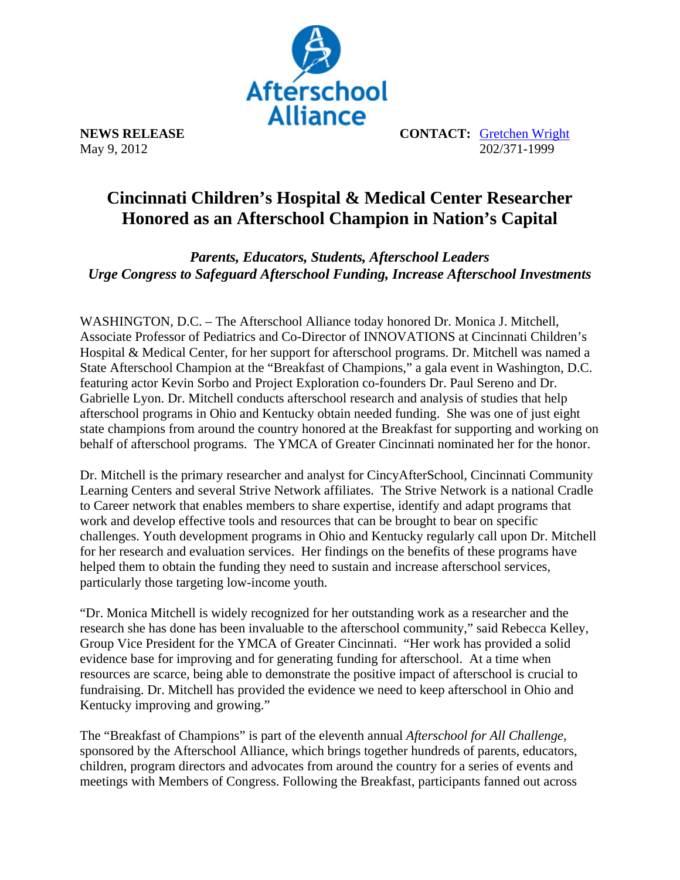Afterschool Alliance

**NEWS RELEASE**
May 9, 2012

**CONTACT:** [Gretchen Wright](#)
202/371-1999

# Cincinnati Children's Hospital & Medical Center Researcher Honored as an Afterschool Champion in Nation's Capital

***Parents, Educators, Students, Afterschool Leaders Urge Congress to Safeguard Afterschool Funding, Increase Afterschool Investments***

WASHINGTON, D.C. – The Afterschool Alliance today honored Dr. Monica J. Mitchell, Associate Professor of Pediatrics and Co-Director of INNOVATIONS at Cincinnati Children's Hospital & Medical Center, for her support for afterschool programs. Dr. Mitchell was named a State Afterschool Champion at the "Breakfast of Champions," a gala event in Washington, D.C. featuring actor Kevin Sorbo and Project Exploration co-founders Dr. Paul Sereno and Dr. Gabrielle Lyon. Dr. Mitchell conducts afterschool research and analysis of studies that help afterschool programs in Ohio and Kentucky obtain needed funding. She was one of just eight state champions from around the country honored at the Breakfast for supporting and working on behalf of afterschool programs. The YMCA of Greater Cincinnati nominated her for the honor.

Dr. Mitchell is the primary researcher and analyst for CincyAfterSchool, Cincinnati Community Learning Centers and several Strive Network affiliates. The Strive Network is a national Cradle to Career network that enables members to share expertise, identify and adapt programs that work and develop effective tools and resources that can be brought to bear on specific challenges. Youth development programs in Ohio and Kentucky regularly call upon Dr. Mitchell for her research and evaluation services. Her findings on the benefits of these programs have helped them to obtain the funding they need to sustain and increase afterschool services, particularly those targeting low-income youth.

"Dr. Monica Mitchell is widely recognized for her outstanding work as a researcher and the research she has done has been invaluable to the afterschool community," said Rebecca Kelley, Group Vice President for the YMCA of Greater Cincinnati. "Her work has provided a solid evidence base for improving and for generating funding for afterschool. At a time when resources are scarce, being able to demonstrate the positive impact of afterschool is crucial to fundraising. Dr. Mitchell has provided the evidence we need to keep afterschool in Ohio and Kentucky improving and growing."

The "Breakfast of Champions" is part of the eleventh annual *Afterschool for All Challenge*, sponsored by the Afterschool Alliance, which brings together hundreds of parents, educators, children, program directors and advocates from around the country for a series of events and meetings with Members of Congress. Following the Breakfast, participants fanned out across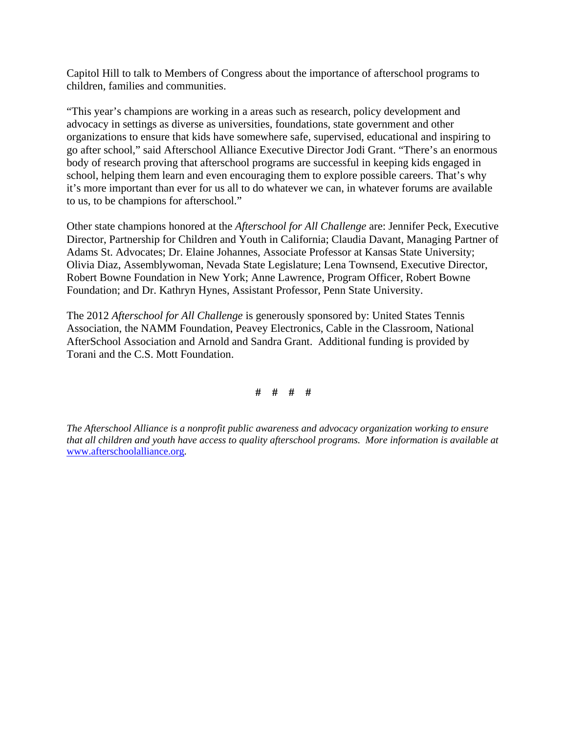Capitol Hill to talk to Members of Congress about the importance of afterschool programs to children, families and communities.

“This year’s champions are working in a areas such as research, policy development and advocacy in settings as diverse as universities, foundations, state government and other organizations to ensure that kids have somewhere safe, supervised, educational and inspiring to go after school,” said Afterschool Alliance Executive Director Jodi Grant. “There’s an enormous body of research proving that afterschool programs are successful in keeping kids engaged in school, helping them learn and even encouraging them to explore possible careers. That’s why it’s more important than ever for us all to do whatever we can, in whatever forums are available to us, to be champions for afterschool.”

Other state champions honored at the *Afterschool for All Challenge* are: Jennifer Peck, Executive Director, Partnership for Children and Youth in California; Claudia Davant, Managing Partner of Adams St. Advocates; Dr. Elaine Johannes, Associate Professor at Kansas State University; Olivia Diaz, Assemblywoman, Nevada State Legislature; Lena Townsend, Executive Director, Robert Bowne Foundation in New York; Anne Lawrence, Program Officer, Robert Bowne Foundation; and Dr. Kathryn Hynes, Assistant Professor, Penn State University.

The 2012 *Afterschool for All Challenge* is generously sponsored by: United States Tennis Association, the NAMM Foundation, Peavey Electronics, Cable in the Classroom, National AfterSchool Association and Arnold and Sandra Grant. Additional funding is provided by Torani and the C.S. Mott Foundation.

# # # #

*The Afterschool Alliance is a nonprofit public awareness and advocacy organization working to ensure that all children and youth have access to quality afterschool programs. More information is available at* [www.afterschoolalliance.org](http://www.afterschoolalliance.org).